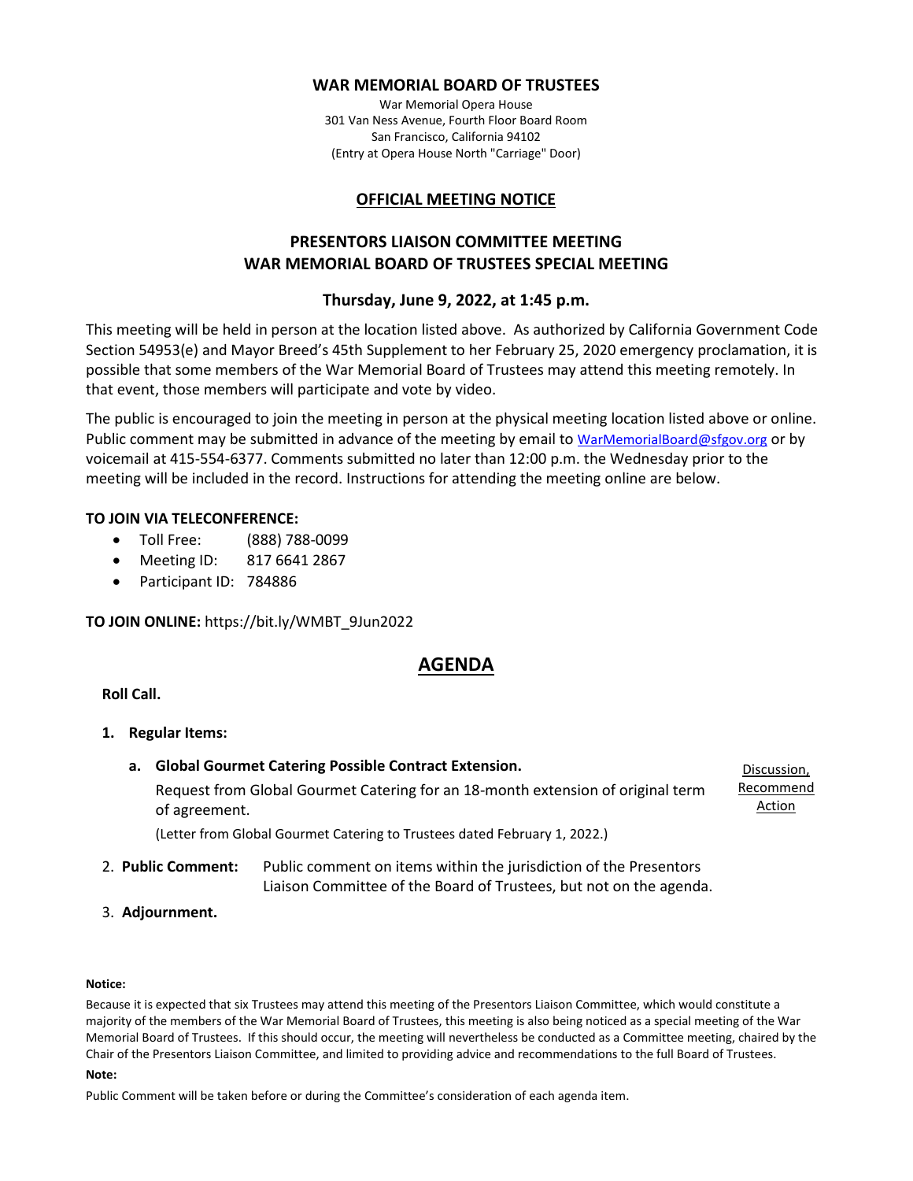# WAR MEMORIAL BOARD OF TRUSTEES

War Memorial Opera House
301 Van Ness Avenue, Fourth Floor Board Room
San Francisco, California 94102
(Entry at Opera House North "Carriage" Door)

## OFFICIAL MEETING NOTICE

## PRESENTORS LIAISON COMMITTEE MEETING
## WAR MEMORIAL BOARD OF TRUSTEES SPECIAL MEETING

### Thursday, June 9, 2022, at 1:45 p.m.

This meeting will be held in person at the location listed above. As authorized by California Government Code Section 54953(e) and Mayor Breed's 45th Supplement to her February 25, 2020 emergency proclamation, it is possible that some members of the War Memorial Board of Trustees may attend this meeting remotely. In that event, those members will participate and vote by video.

The public is encouraged to join the meeting in person at the physical meeting location listed above or online. Public comment may be submitted in advance of the meeting by email to WarMemorialBoard@sfgov.org or by voicemail at 415-554-6377. Comments submitted no later than 12:00 p.m. the Wednesday prior to the meeting will be included in the record. Instructions for attending the meeting online are below.

**TO JOIN VIA TELECONFERENCE:**

- Toll Free: (888) 788-0099
- Meeting ID: 817 6641 2867
- Participant ID: 784886

**TO JOIN ONLINE:** https://bit.ly/WMBT_9Jun2022

## AGENDA

**Roll Call.**

1. **Regular Items:**

   a. **Global Gourmet Catering Possible Contract Extension.** — Discussion, Recommend Action

   Request from Global Gourmet Catering for an 18-month extension of original term of agreement.

   (Letter from Global Gourmet Catering to Trustees dated February 1, 2022.)

2. **Public Comment:** Public comment on items within the jurisdiction of the Presentors Liaison Committee of the Board of Trustees, but not on the agenda.

3. **Adjournment.**

**Notice:**

Because it is expected that six Trustees may attend this meeting of the Presentors Liaison Committee, which would constitute a majority of the members of the War Memorial Board of Trustees, this meeting is also being noticed as a special meeting of the War Memorial Board of Trustees. If this should occur, the meeting will nevertheless be conducted as a Committee meeting, chaired by the Chair of the Presentors Liaison Committee, and limited to providing advice and recommendations to the full Board of Trustees.

**Note:**

Public Comment will be taken before or during the Committee's consideration of each agenda item.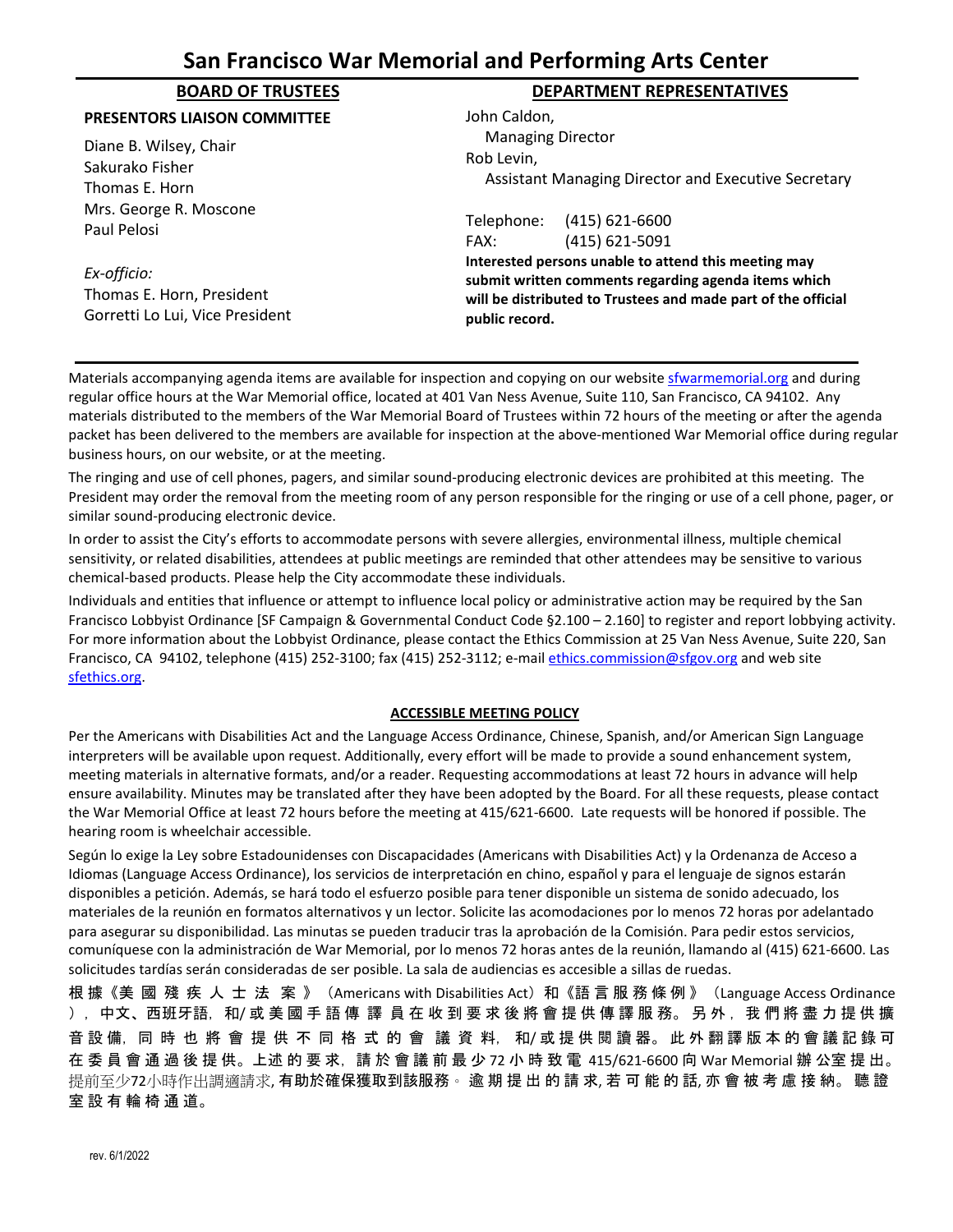# San Francisco War Memorial and Performing Arts Center

## BOARD OF TRUSTEES

**PRESENTORS LIAISON COMMITTEE**

Diane B. Wilsey, Chair
Sakurako Fisher
Thomas E. Horn
Mrs. George R. Moscone
Paul Pelosi

*Ex-officio:*
Thomas E. Horn, President
Gorretti Lo Lui, Vice President

## DEPARTMENT REPRESENTATIVES

John Caldon,
Managing Director
Rob Levin,
Assistant Managing Director and Executive Secretary

Telephone: (415) 621-6600
FAX: (415) 621-5091

**Interested persons unable to attend this meeting may submit written comments regarding agenda items which will be distributed to Trustees and made part of the official public record.**

---

Materials accompanying agenda items are available for inspection and copying on our website sfwarmemorial.org and during regular office hours at the War Memorial office, located at 401 Van Ness Avenue, Suite 110, San Francisco, CA 94102. Any materials distributed to the members of the War Memorial Board of Trustees within 72 hours of the meeting or after the agenda packet has been delivered to the members are available for inspection at the above-mentioned War Memorial office during regular business hours, on our website, or at the meeting.

The ringing and use of cell phones, pagers, and similar sound-producing electronic devices are prohibited at this meeting. The President may order the removal from the meeting room of any person responsible for the ringing or use of a cell phone, pager, or similar sound-producing electronic device.

In order to assist the City's efforts to accommodate persons with severe allergies, environmental illness, multiple chemical sensitivity, or related disabilities, attendees at public meetings are reminded that other attendees may be sensitive to various chemical-based products. Please help the City accommodate these individuals.

Individuals and entities that influence or attempt to influence local policy or administrative action may be required by the San Francisco Lobbyist Ordinance [SF Campaign & Governmental Conduct Code §2.100 – 2.160] to register and report lobbying activity. For more information about the Lobbyist Ordinance, please contact the Ethics Commission at 25 Van Ness Avenue, Suite 220, San Francisco, CA 94102, telephone (415) 252-3100; fax (415) 252-3112; e-mail ethics.commission@sfgov.org and web site sfethics.org.

**ACCESSIBLE MEETING POLICY**

Per the Americans with Disabilities Act and the Language Access Ordinance, Chinese, Spanish, and/or American Sign Language interpreters will be available upon request. Additionally, every effort will be made to provide a sound enhancement system, meeting materials in alternative formats, and/or a reader. Requesting accommodations at least 72 hours in advance will help ensure availability. Minutes may be translated after they have been adopted by the Board. For all these requests, please contact the War Memorial Office at least 72 hours before the meeting at 415/621-6600. Late requests will be honored if possible. The hearing room is wheelchair accessible.

Según lo exige la Ley sobre Estadounidenses con Discapacidades (Americans with Disabilities Act) y la Ordenanza de Acceso a Idiomas (Language Access Ordinance), los servicios de interpretación en chino, español y para el lenguaje de signos estarán disponibles a petición. Además, se hará todo el esfuerzo posible para tener disponible un sistema de sonido adecuado, los materiales de la reunión en formatos alternativos y un lector. Solicite las acomodaciones por lo menos 72 horas por adelantado para asegurar su disponibilidad. Las minutas se pueden traducir tras la aprobación de la Comisión. Para pedir estos servicios, comuníquese con la administración de War Memorial, por lo menos 72 horas antes de la reunión, llamando al (415) 621-6600. Las solicitudes tardías serán consideradas de ser posible. La sala de audiencias es accesible a sillas de ruedas.

根據《美國殘疾人士法案》（Americans with Disabilities Act）和《語言服務條例》（Language Access Ordinance），中文、西班牙語，和/或美國手語傳譯員在收到要求後將會提供傳譯服務。另外，我們將盡力提供擴音設備，同時也將會提供不同格式的會議資料，和/或提供閱讀器。此外翻譯版本的會議記錄可在委員會通過後提供。上述的要求，請於會議前最少72小時致電 415/621-6600 向 War Memorial 辦公室提出。提前至少72小時作出調適請求, 有助於確保獲取到該服務。逾期提出的請求, 若可能的話, 亦會被考慮接納。聽證室設有輪椅通道。

rev. 6/1/2022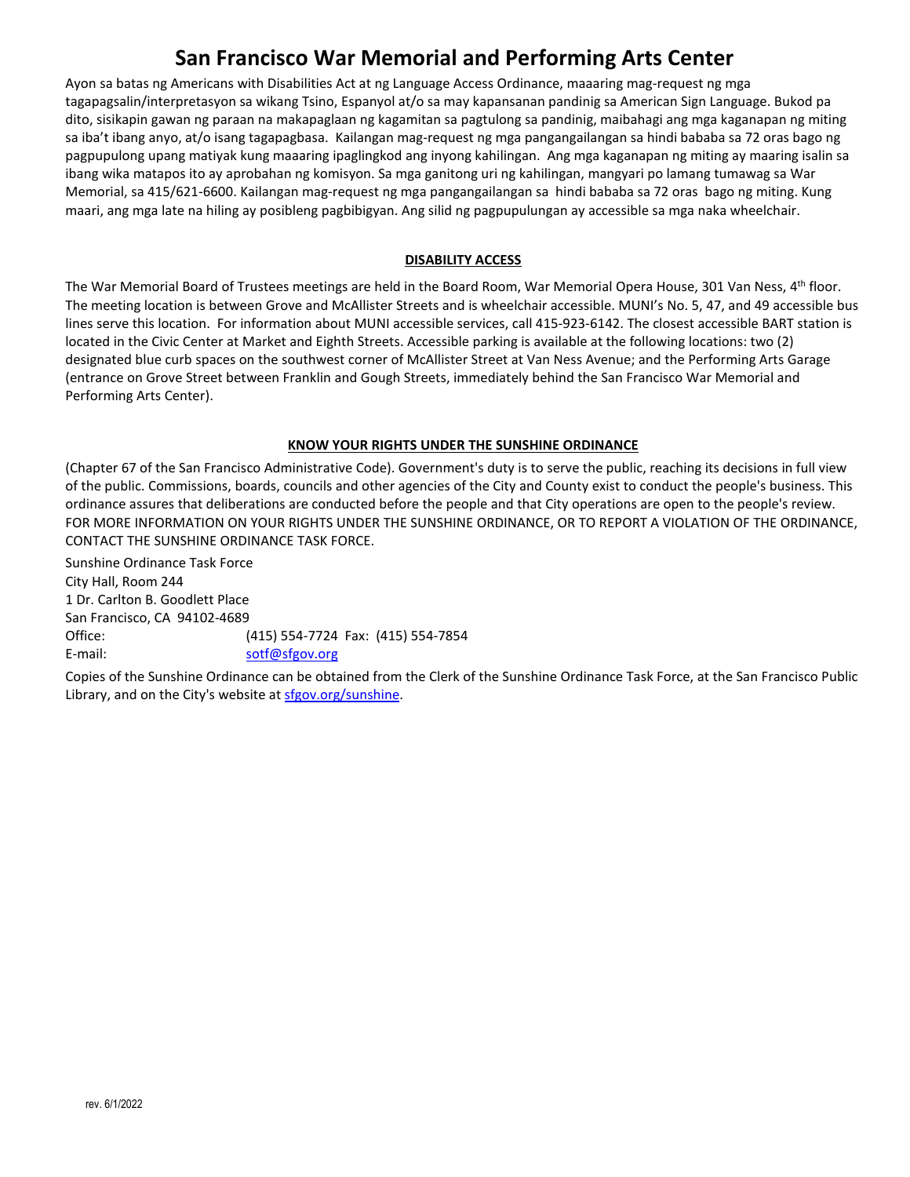# San Francisco War Memorial and Performing Arts Center

Ayon sa batas ng Americans with Disabilities Act at ng Language Access Ordinance, maaaring mag-request ng mga tagapagsalin/interpretasyon sa wikang Tsino, Espanyol at/o sa may kapansanan pandinig sa American Sign Language. Bukod pa dito, sisikapin gawan ng paraan na makapaglaan ng kagamitan sa pagtulong sa pandinig, maibahagi ang mga kaganapan ng miting sa iba't ibang anyo, at/o isang tagapagbasa. Kailangan mag-request ng mga pangangailangan sa hindi bababa sa 72 oras bago ng pagpupulong upang matiyak kung maaaring ipaglingkod ang inyong kahilingan. Ang mga kaganapan ng miting ay maaring isalin sa ibang wika matapos ito ay aprobahan ng komisyon. Sa mga ganitong uri ng kahilingan, mangyari po lamang tumawag sa War Memorial, sa 415/621-6600. Kailangan mag-request ng mga pangangailangan sa hindi bababa sa 72 oras bago ng miting. Kung maari, ang mga late na hiling ay posibleng pagbibigyan. Ang silid ng pagpupulungan ay accessible sa mga naka wheelchair.

## DISABILITY ACCESS

The War Memorial Board of Trustees meetings are held in the Board Room, War Memorial Opera House, 301 Van Ness, 4th floor. The meeting location is between Grove and McAllister Streets and is wheelchair accessible. MUNI's No. 5, 47, and 49 accessible bus lines serve this location. For information about MUNI accessible services, call 415-923-6142. The closest accessible BART station is located in the Civic Center at Market and Eighth Streets. Accessible parking is available at the following locations: two (2) designated blue curb spaces on the southwest corner of McAllister Street at Van Ness Avenue; and the Performing Arts Garage (entrance on Grove Street between Franklin and Gough Streets, immediately behind the San Francisco War Memorial and Performing Arts Center).

## KNOW YOUR RIGHTS UNDER THE SUNSHINE ORDINANCE

(Chapter 67 of the San Francisco Administrative Code). Government's duty is to serve the public, reaching its decisions in full view of the public. Commissions, boards, councils and other agencies of the City and County exist to conduct the people's business. This ordinance assures that deliberations are conducted before the people and that City operations are open to the people's review. FOR MORE INFORMATION ON YOUR RIGHTS UNDER THE SUNSHINE ORDINANCE, OR TO REPORT A VIOLATION OF THE ORDINANCE, CONTACT THE SUNSHINE ORDINANCE TASK FORCE.

Sunshine Ordinance Task Force
City Hall, Room 244
1 Dr. Carlton B. Goodlett Place
San Francisco, CA 94102-4689
Office: (415) 554-7724 Fax: (415) 554-7854
E-mail: sotf@sfgov.org

Copies of the Sunshine Ordinance can be obtained from the Clerk of the Sunshine Ordinance Task Force, at the San Francisco Public Library, and on the City's website at sfgov.org/sunshine.

rev. 6/1/2022